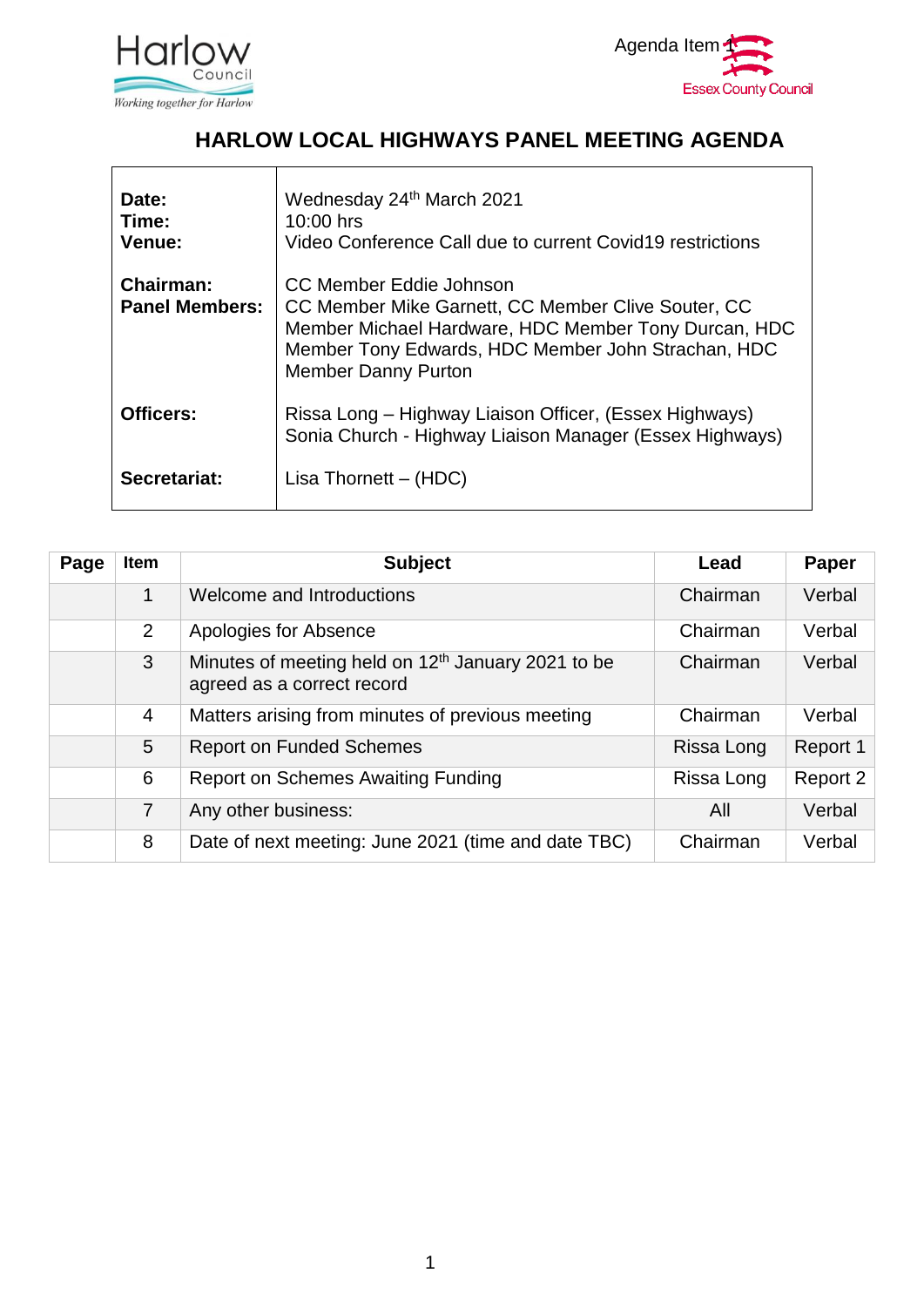Harlow Council
Working together for Harlow

Agenda Item 1

Essex County Council

# HARLOW LOCAL HIGHWAYS PANEL MEETING AGENDA

| | |
|---|---|
| **Date:**<br>**Time:**<br>**Venue:** | Wednesday 24th March 2021<br>10:00 hrs<br>Video Conference Call due to current Covid19 restrictions |
| **Chairman:**<br>**Panel Members:** | CC Member Eddie Johnson<br>CC Member Mike Garnett, CC Member Clive Souter, CC Member Michael Hardware, HDC Member Tony Durcan, HDC Member Tony Edwards, HDC Member John Strachan, HDC Member Danny Purton |
| **Officers:** | Rissa Long – Highway Liaison Officer, (Essex Highways)<br>Sonia Church - Highway Liaison Manager (Essex Highways) |
| **Secretariat:** | Lisa Thornett – (HDC) |

| Page | Item | Subject | Lead | Paper |
|---|---|---|---|---|
| | 1 | Welcome and Introductions | Chairman | Verbal |
| | 2 | Apologies for Absence | Chairman | Verbal |
| | 3 | Minutes of meeting held on 12th January 2021 to be agreed as a correct record | Chairman | Verbal |
| | 4 | Matters arising from minutes of previous meeting | Chairman | Verbal |
| | 5 | Report on Funded Schemes | Rissa Long | Report 1 |
| | 6 | Report on Schemes Awaiting Funding | Rissa Long | Report 2 |
| | 7 | Any other business: | All | Verbal |
| | 8 | Date of next meeting: June 2021 (time and date TBC) | Chairman | Verbal |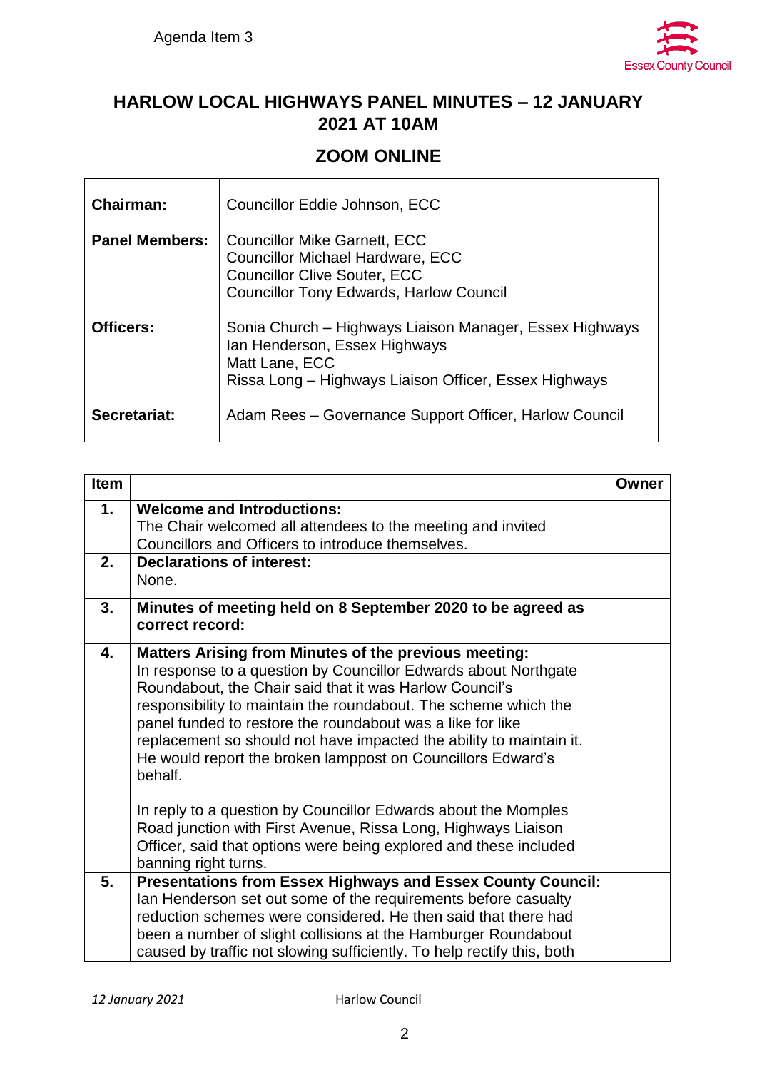Agenda Item 3

## HARLOW LOCAL HIGHWAYS PANEL MINUTES – 12 JANUARY 2021 AT 10AM

## ZOOM ONLINE

| | |
|---|---|
| **Chairman:** | Councillor Eddie Johnson, ECC |
| **Panel Members:** | Councillor Mike Garnett, ECC<br>Councillor Michael Hardware, ECC<br>Councillor Clive Souter, ECC<br>Councillor Tony Edwards, Harlow Council |
| **Officers:** | Sonia Church – Highways Liaison Manager, Essex Highways<br>Ian Henderson, Essex Highways<br>Matt Lane, ECC<br>Rissa Long – Highways Liaison Officer, Essex Highways |
| **Secretariat:** | Adam Rees – Governance Support Officer, Harlow Council |

| Item | | Owner |
|---|---|---|
| **1.** | **Welcome and Introductions:**<br>The Chair welcomed all attendees to the meeting and invited Councillors and Officers to introduce themselves. | |
| **2.** | **Declarations of interest:**<br>None. | |
| **3.** | **Minutes of meeting held on 8 September 2020 to be agreed as correct record:** | |
| **4.** | **Matters Arising from Minutes of the previous meeting:**<br>In response to a question by Councillor Edwards about Northgate Roundabout, the Chair said that it was Harlow Council's responsibility to maintain the roundabout. The scheme which the panel funded to restore the roundabout was a like for like replacement so should not have impacted the ability to maintain it. He would report the broken lamppost on Councillors Edward's behalf.<br><br>In reply to a question by Councillor Edwards about the Momples Road junction with First Avenue, Rissa Long, Highways Liaison Officer, said that options were being explored and these included banning right turns. | |
| **5.** | **Presentations from Essex Highways and Essex County Council:**<br>Ian Henderson set out some of the requirements before casualty reduction schemes were considered. He then said that there had been a number of slight collisions at the Hamburger Roundabout caused by traffic not slowing sufficiently. To help rectify this, both | |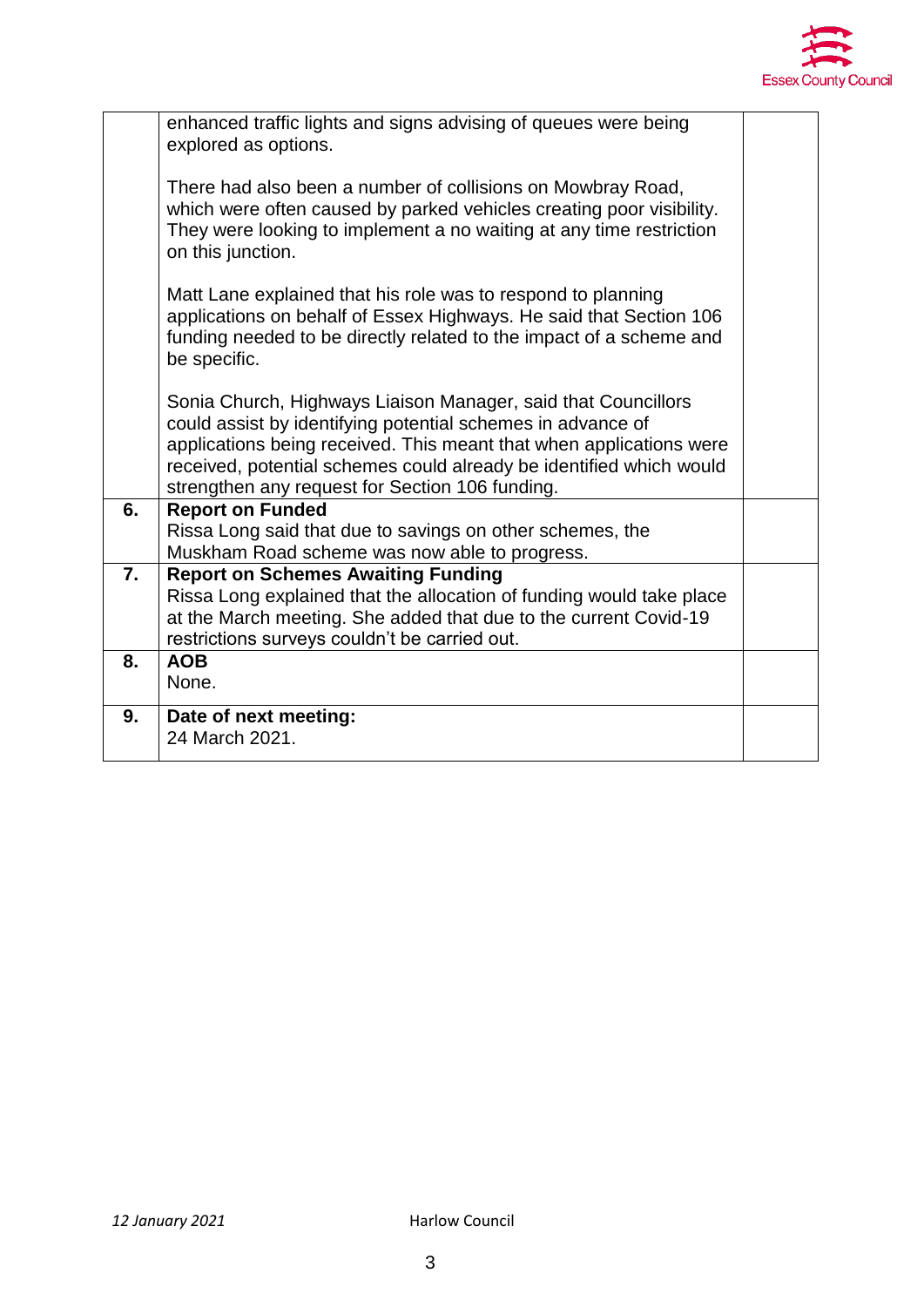| | | |
|---|---|---|
| | enhanced traffic lights and signs advising of queues were being explored as options.<br><br>There had also been a number of collisions on Mowbray Road, which were often caused by parked vehicles creating poor visibility. They were looking to implement a no waiting at any time restriction on this junction.<br><br>Matt Lane explained that his role was to respond to planning applications on behalf of Essex Highways. He said that Section 106 funding needed to be directly related to the impact of a scheme and be specific.<br><br>Sonia Church, Highways Liaison Manager, said that Councillors could assist by identifying potential schemes in advance of applications being received. This meant that when applications were received, potential schemes could already be identified which would strengthen any request for Section 106 funding. | |
| **6.** | **Report on Funded**<br>Rissa Long said that due to savings on other schemes, the Muskham Road scheme was now able to progress. | |
| **7.** | **Report on Schemes Awaiting Funding**<br>Rissa Long explained that the allocation of funding would take place at the March meeting. She added that due to the current Covid-19 restrictions surveys couldn't be carried out. | |
| **8.** | **AOB**<br>None. | |
| **9.** | **Date of next meeting:**<br>24 March 2021. | |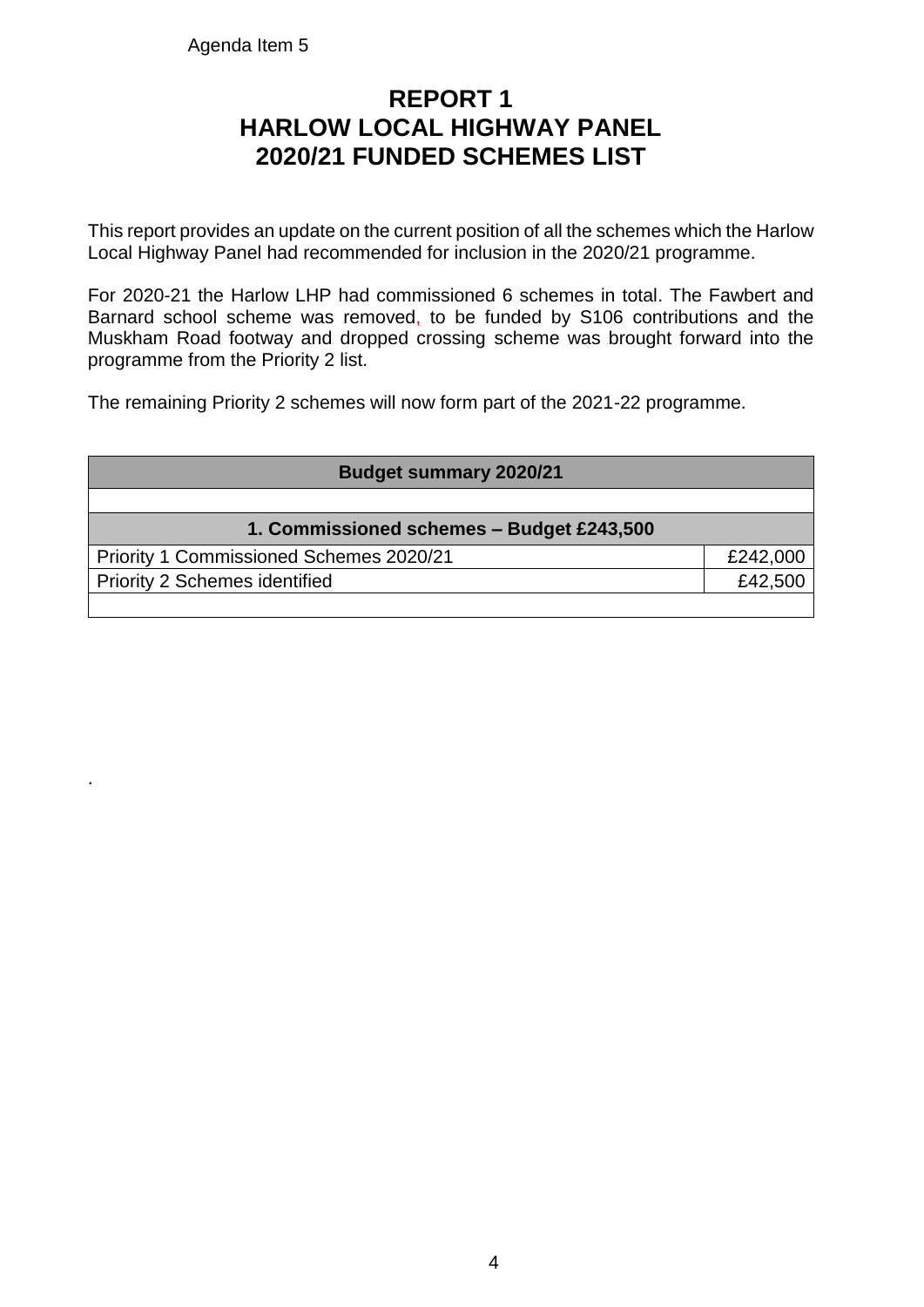Agenda Item 5

# REPORT 1
# HARLOW LOCAL HIGHWAY PANEL
# 2020/21 FUNDED SCHEMES LIST

This report provides an update on the current position of all the schemes which the Harlow Local Highway Panel had recommended for inclusion in the 2020/21 programme.

For 2020-21 the Harlow LHP had commissioned 6 schemes in total. The Fawbert and Barnard school scheme was removed, to be funded by S106 contributions and the Muskham Road footway and dropped crossing scheme was brought forward into the programme from the Priority 2 list.

The remaining Priority 2 schemes will now form part of the 2021-22 programme.

| **Budget summary 2020/21** | |
|---|---|
| | |
| **1. Commissioned schemes – Budget £243,500** | |
| Priority 1 Commissioned Schemes 2020/21 | £242,000 |
| Priority 2 Schemes identified | £42,500 |
| | |

.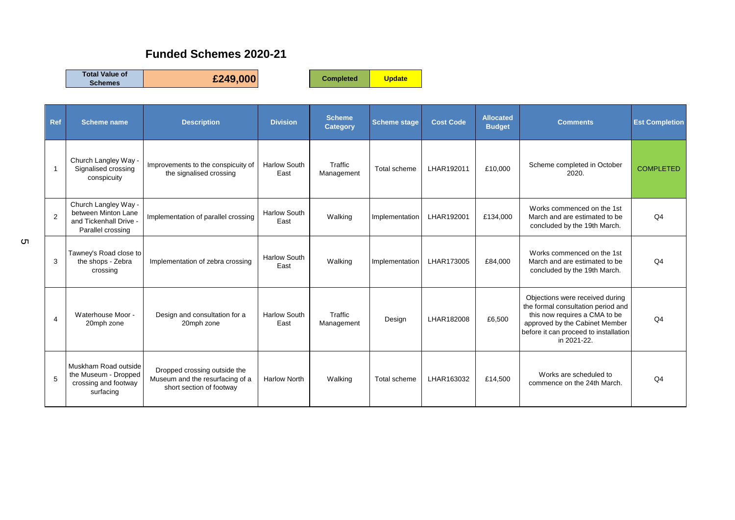## Funded Schemes 2020-21

| Total Value of Schemes | £249,000 |
|---|---|

| Completed | Update |
|---|---|

| Ref | Scheme name | Description | Division | Scheme Category | Scheme stage | Cost Code | Allocated Budget | Comments | Est Completion |
|---|---|---|---|---|---|---|---|---|---|
| 1 | Church Langley Way - Signalised crossing conspicuity | Improvements to the conspicuity of the signalised crossing | Harlow South East | Traffic Management | Total scheme | LHAR192011 | £10,000 | Scheme completed in October 2020. | COMPLETED |
| 2 | Church Langley Way - between Minton Lane and Tickenhall Drive - Parallel crossing | Implementation of parallel crossing | Harlow South East | Walking | Implementation | LHAR192001 | £134,000 | Works commenced on the 1st March and are estimated to be concluded by the 19th March. | Q4 |
| 3 | Tawney's Road close to the shops - Zebra crossing | Implementation of zebra crossing | Harlow South East | Walking | Implementation | LHAR173005 | £84,000 | Works commenced on the 1st March and are estimated to be concluded by the 19th March. | Q4 |
| 4 | Waterhouse Moor - 20mph zone | Design and consultation for a 20mph zone | Harlow South East | Traffic Management | Design | LHAR182008 | £6,500 | Objections were received during the formal consultation period and this now requires a CMA to be approved by the Cabinet Member before it can proceed to installation in 2021-22. | Q4 |
| 5 | Muskham Road outside the Museum - Dropped crossing and footway surfacing | Dropped crossing outside the Museum and the resurfacing of a short section of footway | Harlow North | Walking | Total scheme | LHAR163032 | £14,500 | Works are scheduled to commence on the 24th March. | Q4 |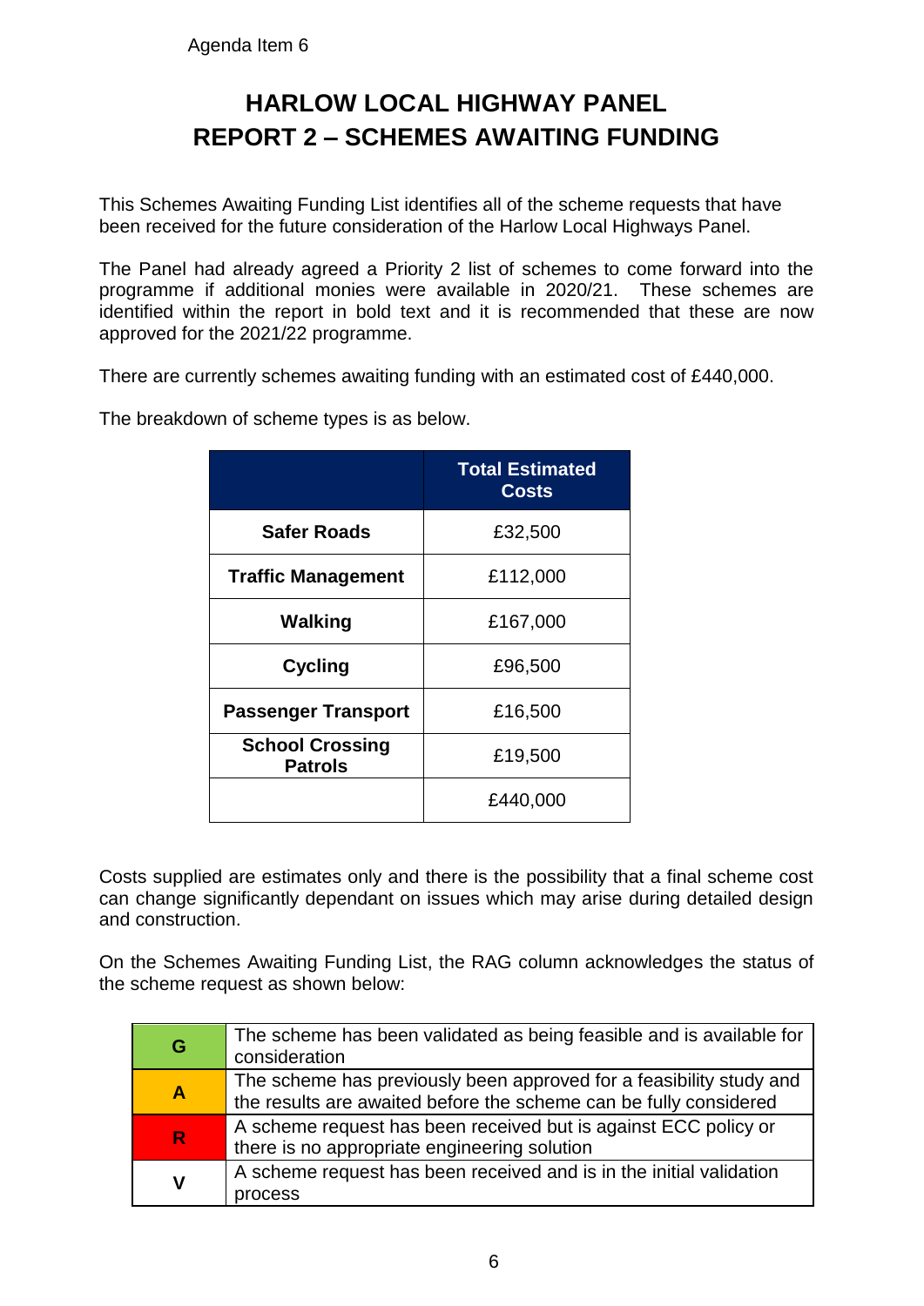Agenda Item 6

# HARLOW LOCAL HIGHWAY PANEL
# REPORT 2 – SCHEMES AWAITING FUNDING

This Schemes Awaiting Funding List identifies all of the scheme requests that have been received for the future consideration of the Harlow Local Highways Panel.

The Panel had already agreed a Priority 2 list of schemes to come forward into the programme if additional monies were available in 2020/21. These schemes are identified within the report in bold text and it is recommended that these are now approved for the 2021/22 programme.

There are currently schemes awaiting funding with an estimated cost of £440,000.

The breakdown of scheme types is as below.

| | Total Estimated Costs |
|---|---|
| **Safer Roads** | £32,500 |
| **Traffic Management** | £112,000 |
| **Walking** | £167,000 |
| **Cycling** | £96,500 |
| **Passenger Transport** | £16,500 |
| **School Crossing Patrols** | £19,500 |
| | £440,000 |

Costs supplied are estimates only and there is the possibility that a final scheme cost can change significantly dependant on issues which may arise during detailed design and construction.

On the Schemes Awaiting Funding List, the RAG column acknowledges the status of the scheme request as shown below:

| | |
|---|---|
| **G** | The scheme has been validated as being feasible and is available for consideration |
| **A** | The scheme has previously been approved for a feasibility study and the results are awaited before the scheme can be fully considered |
| **R** | A scheme request has been received but is against ECC policy or there is no appropriate engineering solution |
| **V** | A scheme request has been received and is in the initial validation process |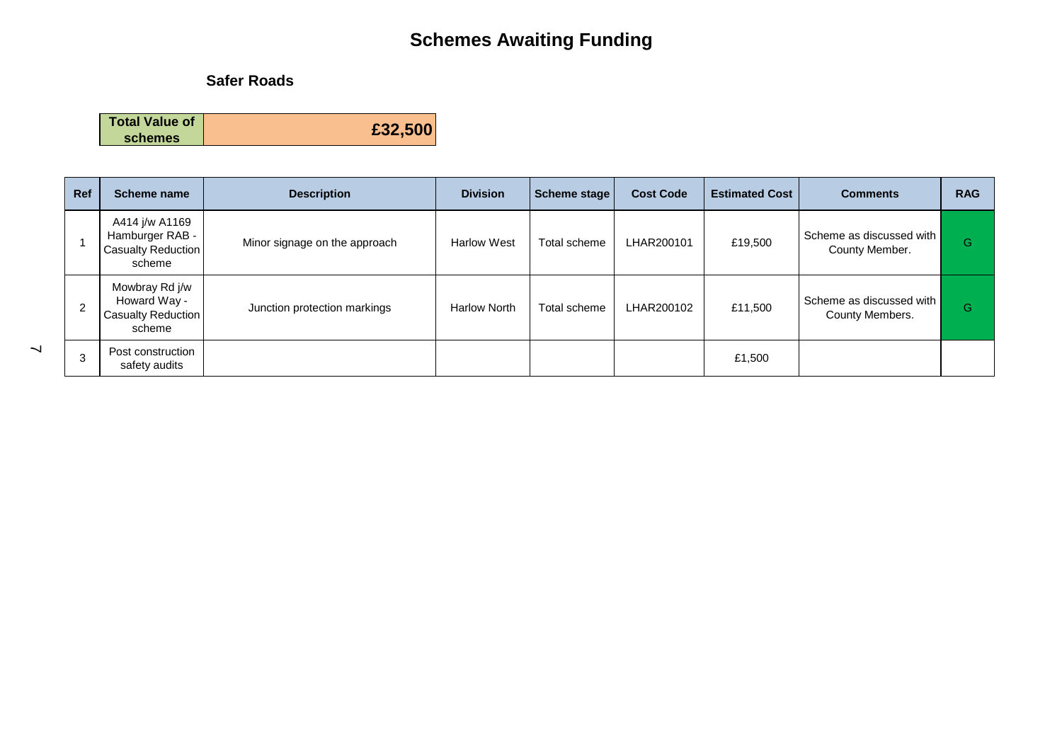# Schemes Awaiting Funding

## Safer Roads

| Total Value of schemes | £32,500 |
|---|---|

| Ref | Scheme name | Description | Division | Scheme stage | Cost Code | Estimated Cost | Comments | RAG |
|---|---|---|---|---|---|---|---|---|
| 1 | A414 j/w A1169 Hamburger RAB - Casualty Reduction scheme | Minor signage on the approach | Harlow West | Total scheme | LHAR200101 | £19,500 | Scheme as discussed with County Member. | G |
| 2 | Mowbray Rd j/w Howard Way - Casualty Reduction scheme | Junction protection markings | Harlow North | Total scheme | LHAR200102 | £11,500 | Scheme as discussed with County Members. | G |
| 3 | Post construction safety audits | | | | | £1,500 | | |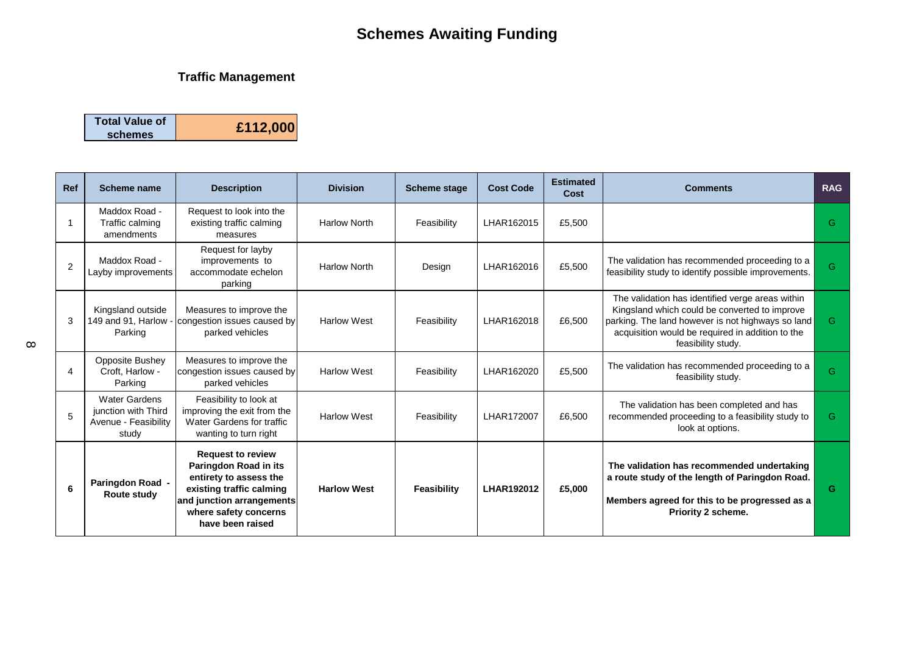# Schemes Awaiting Funding

## Traffic Management

| Total Value of schemes | £112,000 |
|---|---|

| Ref | Scheme name | Description | Division | Scheme stage | Cost Code | Estimated Cost | Comments | RAG |
|---|---|---|---|---|---|---|---|---|
| 1 | Maddox Road - Traffic calming amendments | Request to look into the existing traffic calming measures | Harlow North | Feasibility | LHAR162015 | £5,500 | | G |
| 2 | Maddox Road - Layby improvements | Request for layby improvements to accommodate echelon parking | Harlow North | Design | LHAR162016 | £5,500 | The validation has recommended proceeding to a feasibility study to identify possible improvements. | G |
| 3 | Kingsland outside 149 and 91, Harlow - Parking | Measures to improve the congestion issues caused by parked vehicles | Harlow West | Feasibility | LHAR162018 | £6,500 | The validation has identified verge areas within Kingsland which could be converted to improve parking. The land however is not highways so land acquisition would be required in addition to the feasibility study. | G |
| 4 | Opposite Bushey Croft, Harlow - Parking | Measures to improve the congestion issues caused by parked vehicles | Harlow West | Feasibility | LHAR162020 | £5,500 | The validation has recommended proceeding to a feasibility study. | G |
| 5 | Water Gardens junction with Third Avenue - Feasibility study | Feasibility to look at improving the exit from the Water Gardens for traffic wanting to turn right | Harlow West | Feasibility | LHAR172007 | £6,500 | The validation has been completed and has recommended proceeding to a feasibility study to look at options. | G |
| **6** | **Paringdon Road - Route study** | **Request to review Paringdon Road in its entirety to assess the existing traffic calming and junction arrangements where safety concerns have been raised** | **Harlow West** | **Feasibility** | **LHAR192012** | **£5,000** | **The validation has recommended undertaking a route study of the length of Paringdon Road. Members agreed for this to be progressed as a Priority 2 scheme.** | **G** |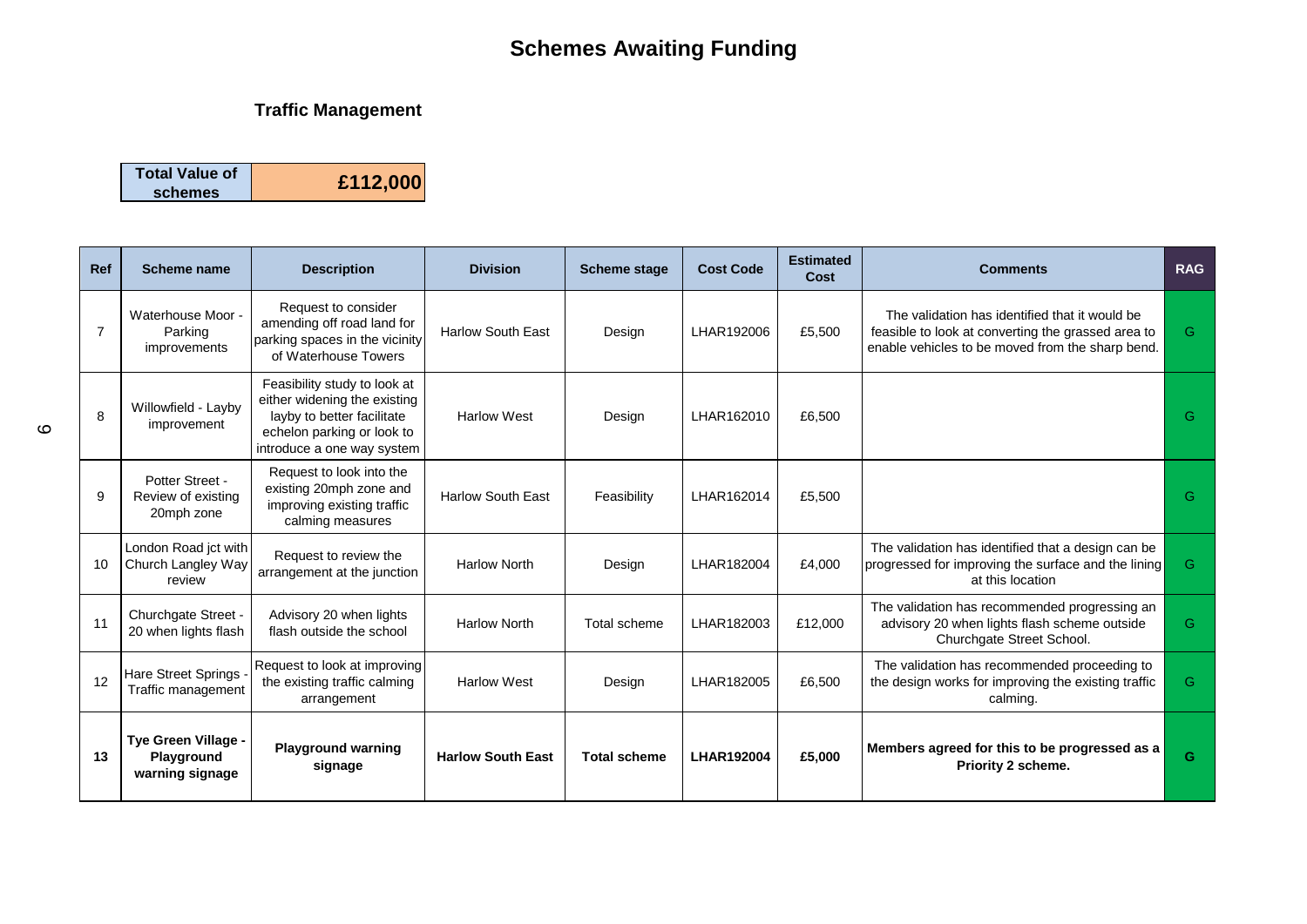# Schemes Awaiting Funding

## Traffic Management

| Total Value of schemes | £112,000 |
|---|---|

| Ref | Scheme name | Description | Division | Scheme stage | Cost Code | Estimated Cost | Comments | RAG |
|---|---|---|---|---|---|---|---|---|
| 7 | Waterhouse Moor - Parking improvements | Request to consider amending off road land for parking spaces in the vicinity of Waterhouse Towers | Harlow South East | Design | LHAR192006 | £5,500 | The validation has identified that it would be feasible to look at converting the grassed area to enable vehicles to be moved from the sharp bend. | G |
| 8 | Willowfield - Layby improvement | Feasibility study to look at either widening the existing layby to better facilitate echelon parking or look to introduce a one way system | Harlow West | Design | LHAR162010 | £6,500 | | G |
| 9 | Potter Street - Review of existing 20mph zone | Request to look into the existing 20mph zone and improving existing traffic calming measures | Harlow South East | Feasibility | LHAR162014 | £5,500 | | G |
| 10 | London Road jct with Church Langley Way review | Request to review the arrangement at the junction | Harlow North | Design | LHAR182004 | £4,000 | The validation has identified that a design can be progressed for improving the surface and the lining at this location | G |
| 11 | Churchgate Street - 20 when lights flash | Advisory 20 when lights flash outside the school | Harlow North | Total scheme | LHAR182003 | £12,000 | The validation has recommended progressing an advisory 20 when lights flash scheme outside Churchgate Street School. | G |
| 12 | Hare Street Springs - Traffic management | Request to look at improving the existing traffic calming arrangement | Harlow West | Design | LHAR182005 | £6,500 | The validation has recommended proceeding to the design works for improving the existing traffic calming. | G |
| **13** | **Tye Green Village - Playground warning signage** | **Playground warning signage** | **Harlow South East** | **Total scheme** | **LHAR192004** | **£5,000** | **Members agreed for this to be progressed as a Priority 2 scheme.** | **G** |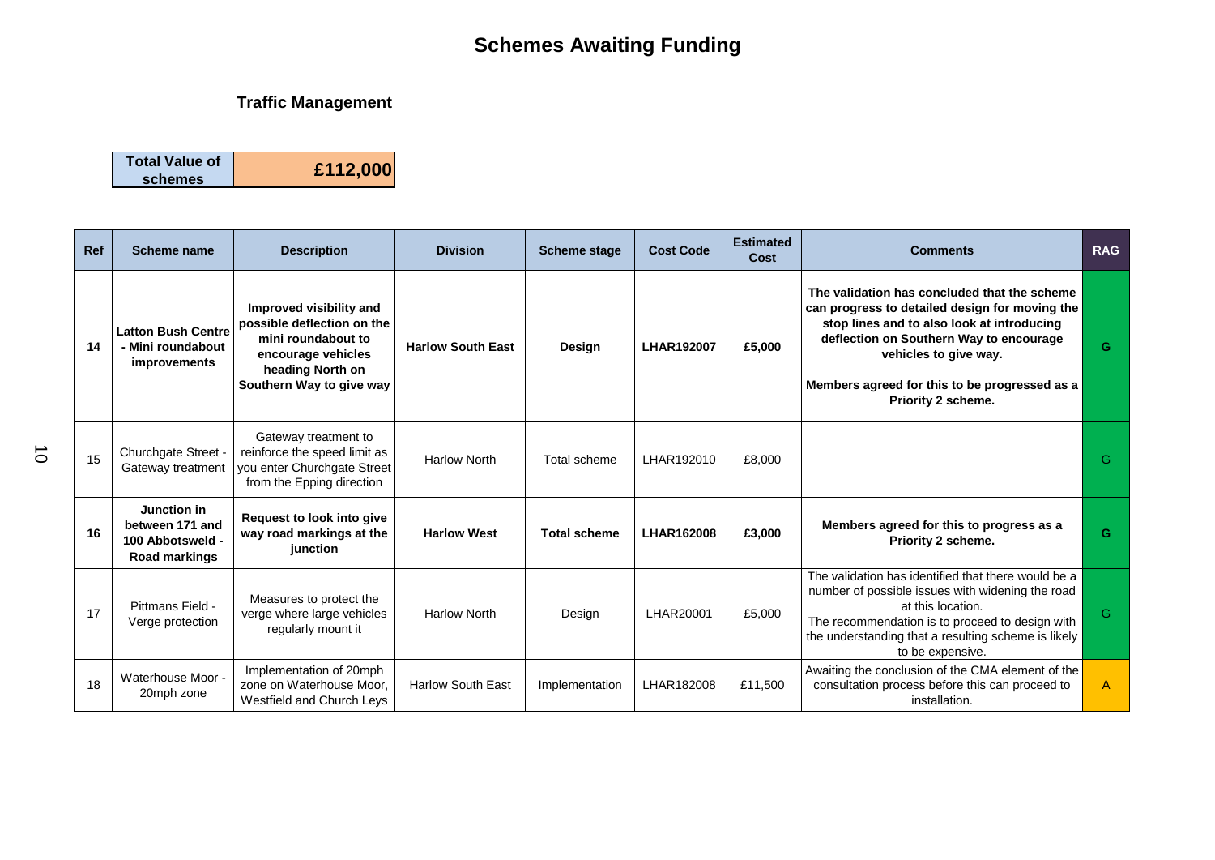# Schemes Awaiting Funding

## Traffic Management

| Total Value of schemes | £112,000 |
|---|---|

| Ref | Scheme name | Description | Division | Scheme stage | Cost Code | Estimated Cost | Comments | RAG |
|---|---|---|---|---|---|---|---|---|
| **14** | **Latton Bush Centre - Mini roundabout improvements** | **Improved visibility and possible deflection on the mini roundabout to encourage vehicles heading North on Southern Way to give way** | **Harlow South East** | **Design** | **LHAR192007** | **£5,000** | **The validation has concluded that the scheme can progress to detailed design for moving the stop lines and to also look at introducing deflection on Southern Way to encourage vehicles to give way.**<br><br>**Members agreed for this to be progressed as a Priority 2 scheme.** | G |
| 15 | Churchgate Street - Gateway treatment | Gateway treatment to reinforce the speed limit as you enter Churchgate Street from the Epping direction | Harlow North | Total scheme | LHAR192010 | £8,000 | | G |
| **16** | **Junction in between 171 and 100 Abbotsweld - Road markings** | **Request to look into give way road markings at the junction** | **Harlow West** | **Total scheme** | **LHAR162008** | **£3,000** | **Members agreed for this to progress as a Priority 2 scheme.** | G |
| 17 | Pittmans Field - Verge protection | Measures to protect the verge where large vehicles regularly mount it | Harlow North | Design | LHAR20001 | £5,000 | The validation has identified that there would be a number of possible issues with widening the road at this location.<br>The recommendation is to proceed to design with the understanding that a resulting scheme is likely to be expensive. | G |
| 18 | Waterhouse Moor - 20mph zone | Implementation of 20mph zone on Waterhouse Moor, Westfield and Church Leys | Harlow South East | Implementation | LHAR182008 | £11,500 | Awaiting the conclusion of the CMA element of the consultation process before this can proceed to installation. | A |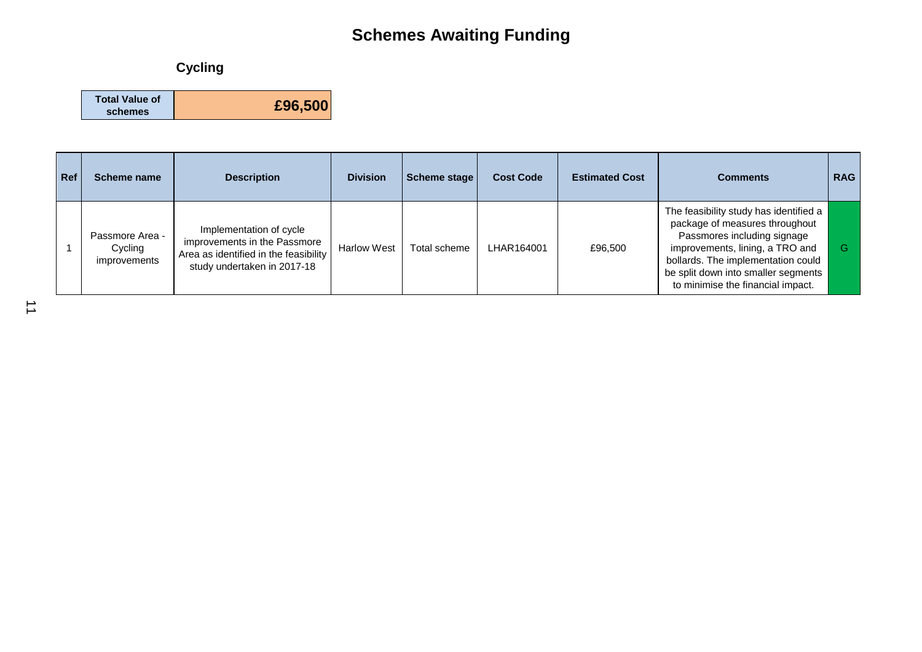# Schemes Awaiting Funding

## Cycling

| Total Value of schemes | £96,500 |
|---|---|

| Ref | Scheme name | Description | Division | Scheme stage | Cost Code | Estimated Cost | Comments | RAG |
|---|---|---|---|---|---|---|---|---|
| 1 | Passmore Area - Cycling improvements | Implementation of cycle improvements in the Passmore Area as identified in the feasibility study undertaken in 2017-18 | Harlow West | Total scheme | LHAR164001 | £96,500 | The feasibility study has identified a package of measures throughout Passmores including signage improvements, lining, a TRO and bollards. The implementation could be split down into smaller segments to minimise the financial impact. | G |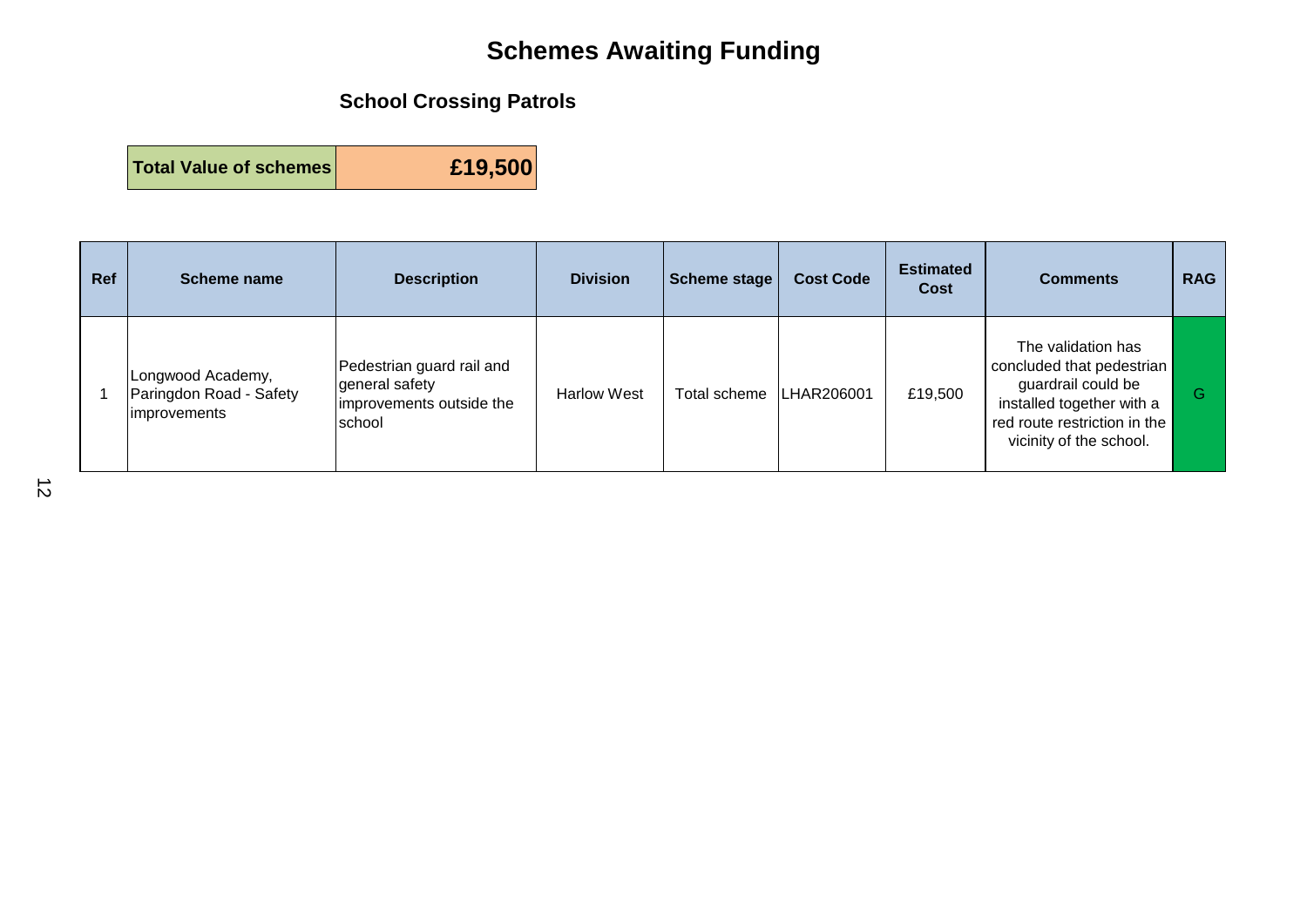# Schemes Awaiting Funding

## School Crossing Patrols

| **Total Value of schemes** | **£19,500** |
|---|---|

| Ref | Scheme name | Description | Division | Scheme stage | Cost Code | Estimated Cost | Comments | RAG |
|---|---|---|---|---|---|---|---|---|
| 1 | Longwood Academy, Paringdon Road - Safety improvements | Pedestrian guard rail and general safety improvements outside the school | Harlow West | Total scheme | LHAR206001 | £19,500 | The validation has concluded that pedestrian guardrail could be installed together with a red route restriction in the vicinity of the school. | G |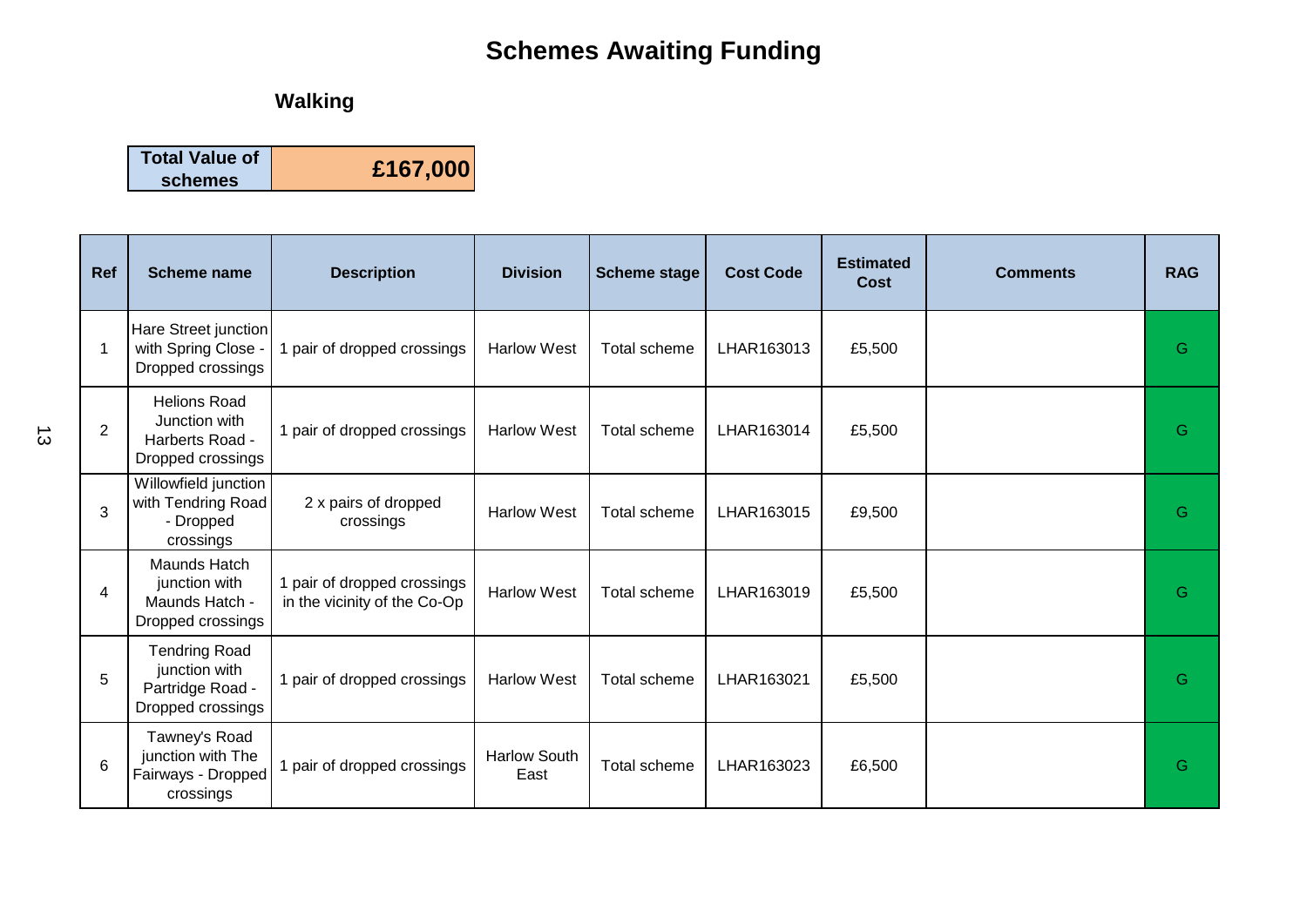# Schemes Awaiting Funding

## Walking

| Total Value of schemes | £167,000 |
|---|---|

| Ref | Scheme name | Description | Division | Scheme stage | Cost Code | Estimated Cost | Comments | RAG |
|---|---|---|---|---|---|---|---|---|
| 1 | Hare Street junction with Spring Close - Dropped crossings | 1 pair of dropped crossings | Harlow West | Total scheme | LHAR163013 | £5,500 | | G |
| 2 | Helions Road Junction with Harberts Road - Dropped crossings | 1 pair of dropped crossings | Harlow West | Total scheme | LHAR163014 | £5,500 | | G |
| 3 | Willowfield junction with Tendring Road - Dropped crossings | 2 x pairs of dropped crossings | Harlow West | Total scheme | LHAR163015 | £9,500 | | G |
| 4 | Maunds Hatch junction with Maunds Hatch - Dropped crossings | 1 pair of dropped crossings in the vicinity of the Co-Op | Harlow West | Total scheme | LHAR163019 | £5,500 | | G |
| 5 | Tendring Road junction with Partridge Road - Dropped crossings | 1 pair of dropped crossings | Harlow West | Total scheme | LHAR163021 | £5,500 | | G |
| 6 | Tawney's Road junction with The Fairways - Dropped crossings | 1 pair of dropped crossings | Harlow South East | Total scheme | LHAR163023 | £6,500 | | G |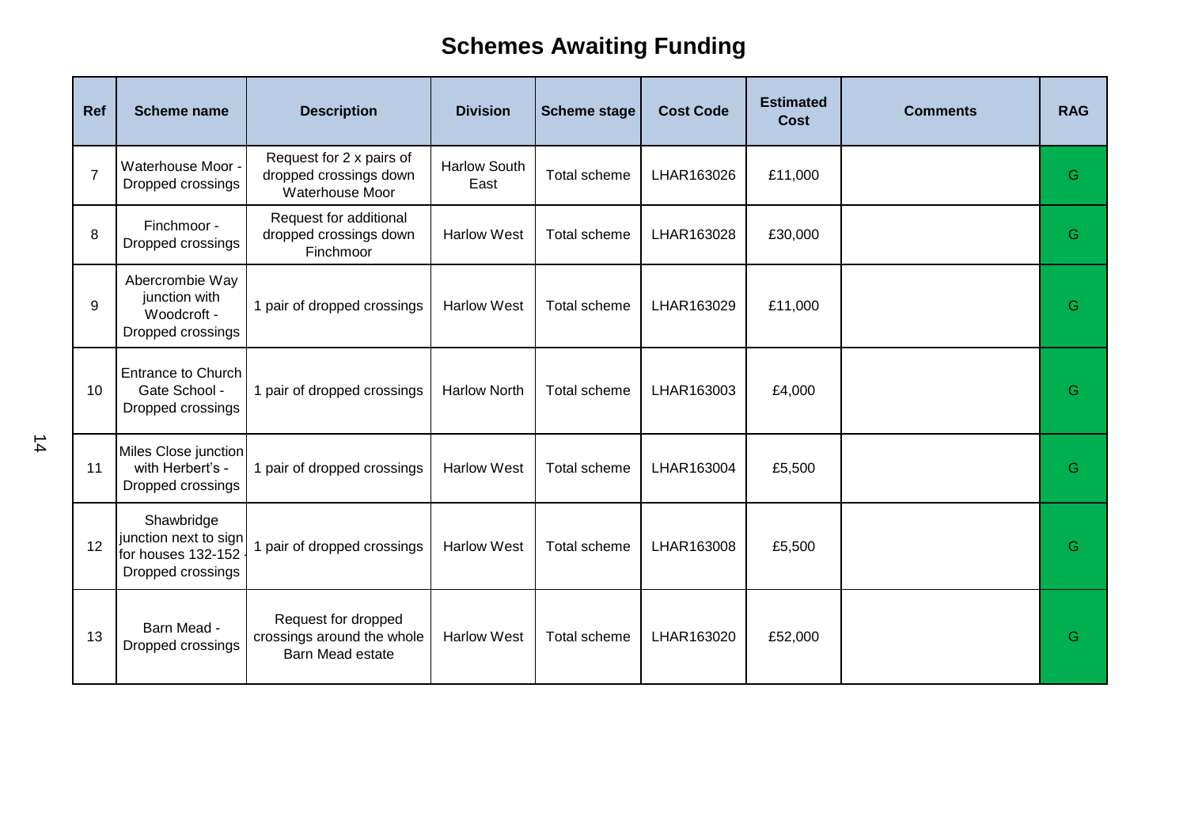# Schemes Awaiting Funding

| Ref | Scheme name | Description | Division | Scheme stage | Cost Code | Estimated Cost | Comments | RAG |
|---|---|---|---|---|---|---|---|---|
| 7 | Waterhouse Moor - Dropped crossings | Request for 2 x pairs of dropped crossings down Waterhouse Moor | Harlow South East | Total scheme | LHAR163026 | £11,000 | | G |
| 8 | Finchmoor - Dropped crossings | Request for additional dropped crossings down Finchmoor | Harlow West | Total scheme | LHAR163028 | £30,000 | | G |
| 9 | Abercrombie Way junction with Woodcroft - Dropped crossings | 1 pair of dropped crossings | Harlow West | Total scheme | LHAR163029 | £11,000 | | G |
| 10 | Entrance to Church Gate School - Dropped crossings | 1 pair of dropped crossings | Harlow North | Total scheme | LHAR163003 | £4,000 | | G |
| 11 | Miles Close junction with Herbert's - Dropped crossings | 1 pair of dropped crossings | Harlow West | Total scheme | LHAR163004 | £5,500 | | G |
| 12 | Shawbridge junction next to sign for houses 132-152 - Dropped crossings | 1 pair of dropped crossings | Harlow West | Total scheme | LHAR163008 | £5,500 | | G |
| 13 | Barn Mead - Dropped crossings | Request for dropped crossings around the whole Barn Mead estate | Harlow West | Total scheme | LHAR163020 | £52,000 | | G |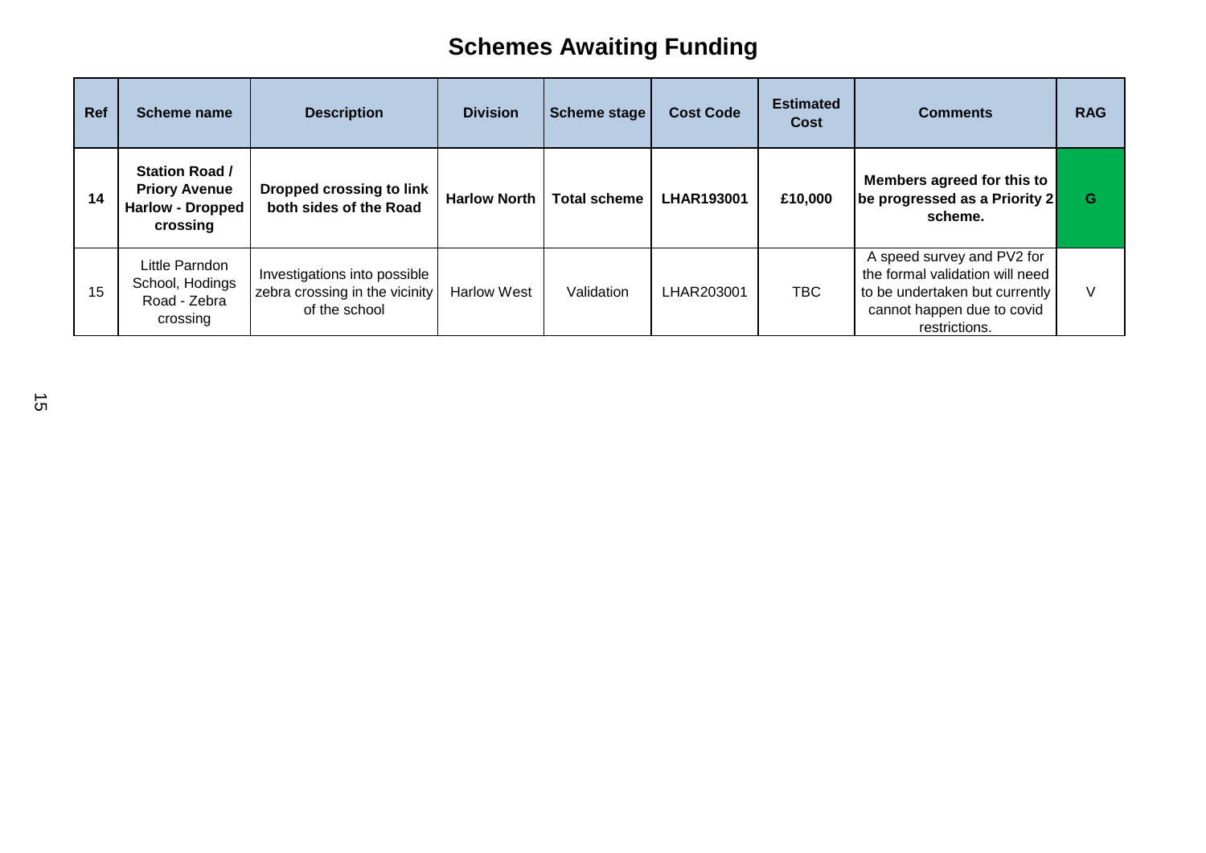# Schemes Awaiting Funding

| Ref | Scheme name | Description | Division | Scheme stage | Cost Code | Estimated Cost | Comments | RAG |
|---|---|---|---|---|---|---|---|---|
| **14** | **Station Road / Priory Avenue Harlow - Dropped crossing** | **Dropped crossing to link both sides of the Road** | **Harlow North** | **Total scheme** | **LHAR193001** | **£10,000** | **Members agreed for this to be progressed as a Priority 2 scheme.** | **G** |
| 15 | Little Parndon School, Hodings Road - Zebra crossing | Investigations into possible zebra crossing in the vicinity of the school | Harlow West | Validation | LHAR203001 | TBC | A speed survey and PV2 for the formal validation will need to be undertaken but currently cannot happen due to covid restrictions. | V |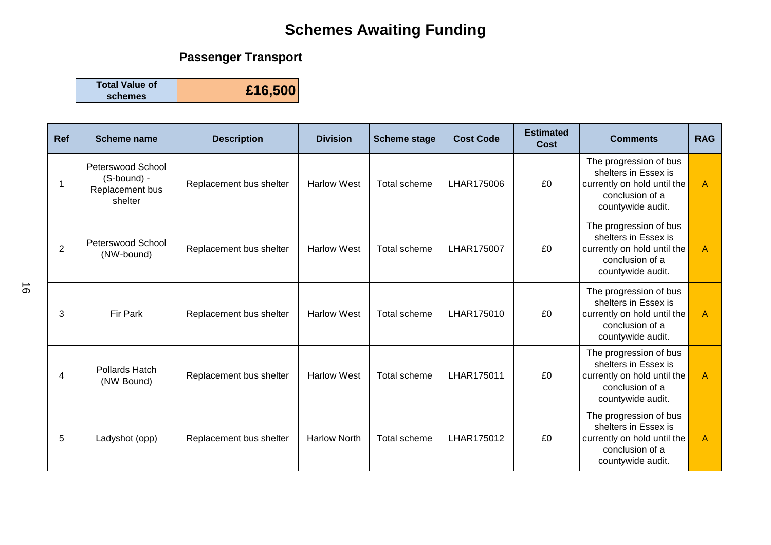# Schemes Awaiting Funding

## Passenger Transport

| Total Value of schemes | £16,500 |
|---|---|

| Ref | Scheme name | Description | Division | Scheme stage | Cost Code | Estimated Cost | Comments | RAG |
|---|---|---|---|---|---|---|---|---|
| 1 | Peterswood School (S-bound) - Replacement bus shelter | Replacement bus shelter | Harlow West | Total scheme | LHAR175006 | £0 | The progression of bus shelters in Essex is currently on hold until the conclusion of a countywide audit. | A |
| 2 | Peterswood School (NW-bound) | Replacement bus shelter | Harlow West | Total scheme | LHAR175007 | £0 | The progression of bus shelters in Essex is currently on hold until the conclusion of a countywide audit. | A |
| 3 | Fir Park | Replacement bus shelter | Harlow West | Total scheme | LHAR175010 | £0 | The progression of bus shelters in Essex is currently on hold until the conclusion of a countywide audit. | A |
| 4 | Pollards Hatch (NW Bound) | Replacement bus shelter | Harlow West | Total scheme | LHAR175011 | £0 | The progression of bus shelters in Essex is currently on hold until the conclusion of a countywide audit. | A |
| 5 | Ladyshot (opp) | Replacement bus shelter | Harlow North | Total scheme | LHAR175012 | £0 | The progression of bus shelters in Essex is currently on hold until the conclusion of a countywide audit. | A |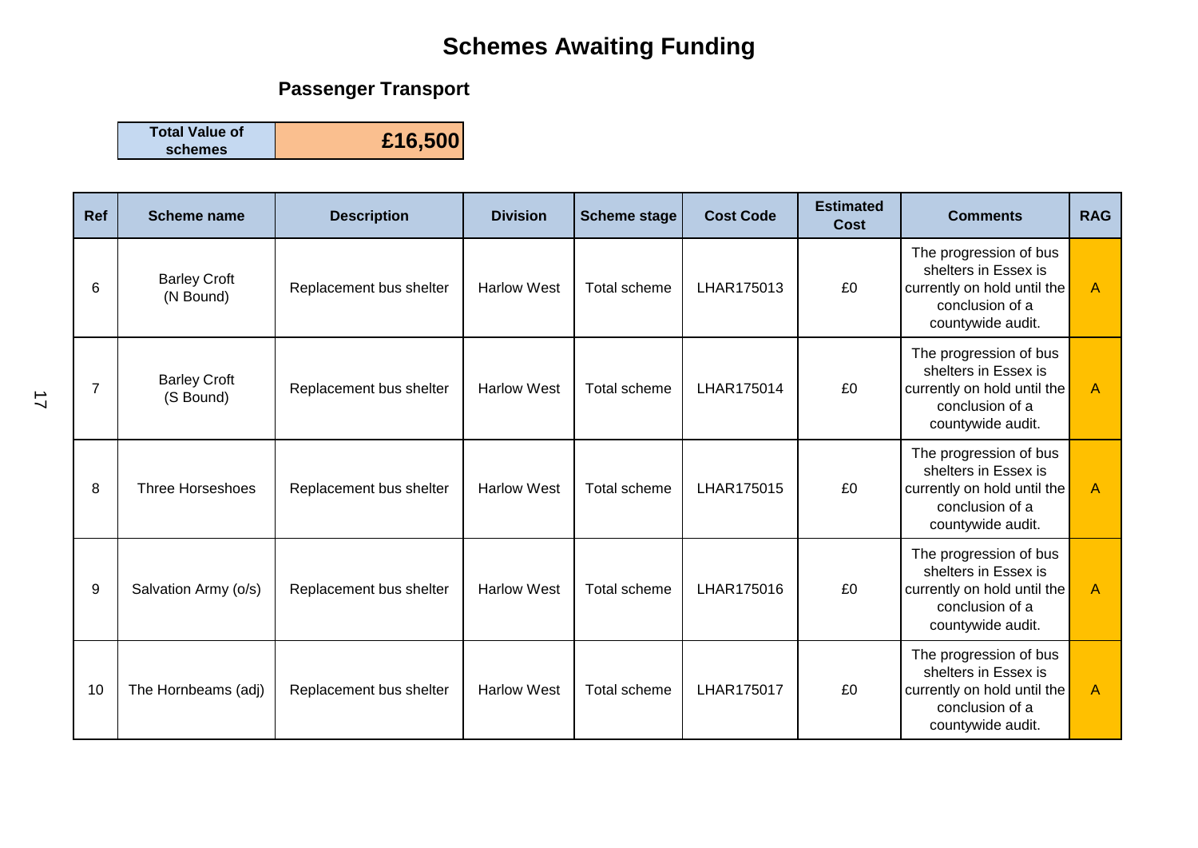# Schemes Awaiting Funding

## Passenger Transport

| Total Value of schemes | £16,500 |
|---|---|

| Ref | Scheme name | Description | Division | Scheme stage | Cost Code | Estimated Cost | Comments | RAG |
|---|---|---|---|---|---|---|---|---|
| 6 | Barley Croft (N Bound) | Replacement bus shelter | Harlow West | Total scheme | LHAR175013 | £0 | The progression of bus shelters in Essex is currently on hold until the conclusion of a countywide audit. | A |
| 7 | Barley Croft (S Bound) | Replacement bus shelter | Harlow West | Total scheme | LHAR175014 | £0 | The progression of bus shelters in Essex is currently on hold until the conclusion of a countywide audit. | A |
| 8 | Three Horseshoes | Replacement bus shelter | Harlow West | Total scheme | LHAR175015 | £0 | The progression of bus shelters in Essex is currently on hold until the conclusion of a countywide audit. | A |
| 9 | Salvation Army (o/s) | Replacement bus shelter | Harlow West | Total scheme | LHAR175016 | £0 | The progression of bus shelters in Essex is currently on hold until the conclusion of a countywide audit. | A |
| 10 | The Hornbeams (adj) | Replacement bus shelter | Harlow West | Total scheme | LHAR175017 | £0 | The progression of bus shelters in Essex is currently on hold until the conclusion of a countywide audit. | A |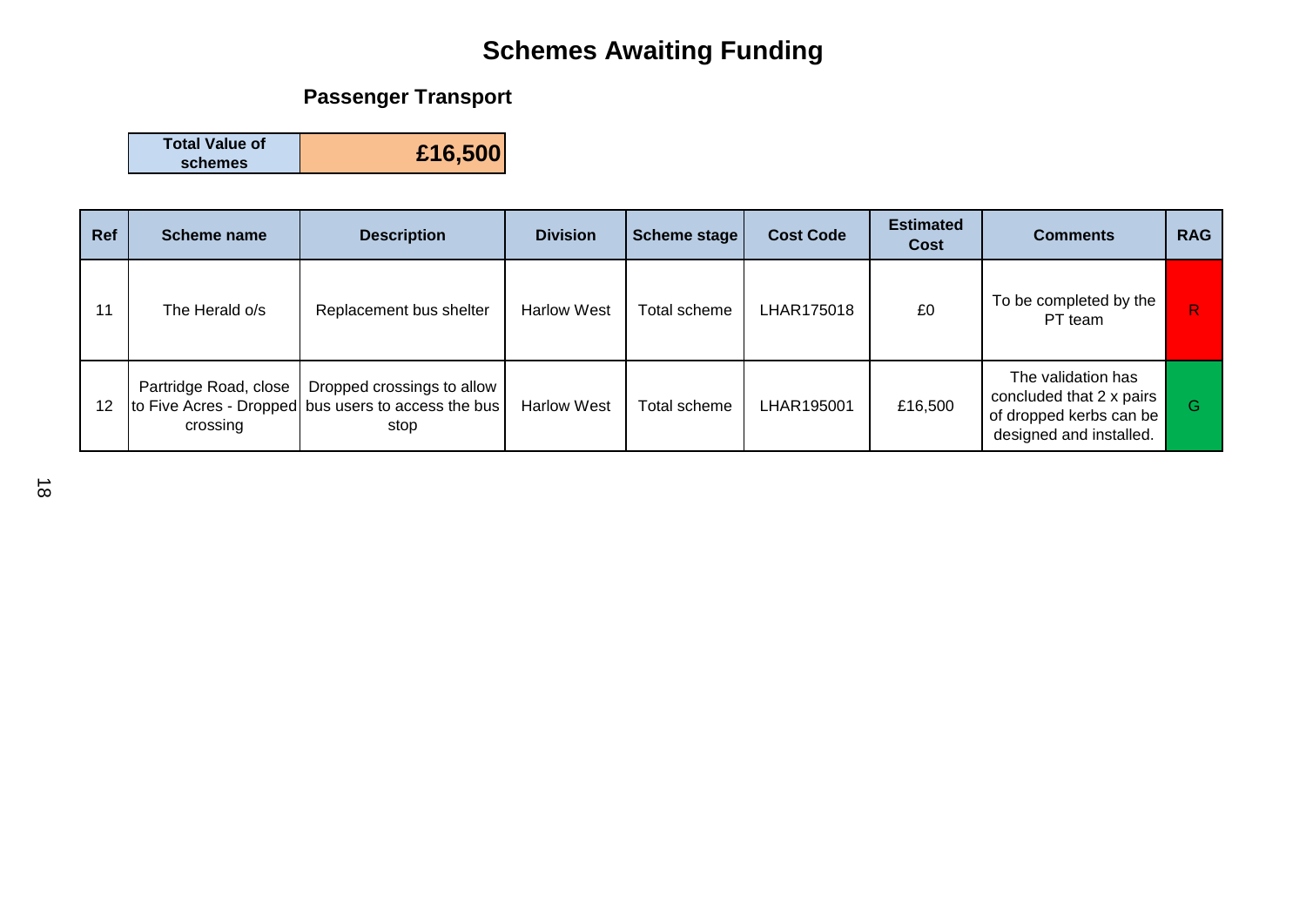# Schemes Awaiting Funding

## Passenger Transport

| Total Value of schemes | £16,500 |
|---|---|

| Ref | Scheme name | Description | Division | Scheme stage | Cost Code | Estimated Cost | Comments | RAG |
|---|---|---|---|---|---|---|---|---|
| 11 | The Herald o/s | Replacement bus shelter | Harlow West | Total scheme | LHAR175018 | £0 | To be completed by the PT team | R |
| 12 | Partridge Road, close to Five Acres - Dropped crossing | Dropped crossings to allow bus users to access the bus stop | Harlow West | Total scheme | LHAR195001 | £16,500 | The validation has concluded that 2 x pairs of dropped kerbs can be designed and installed. | G |